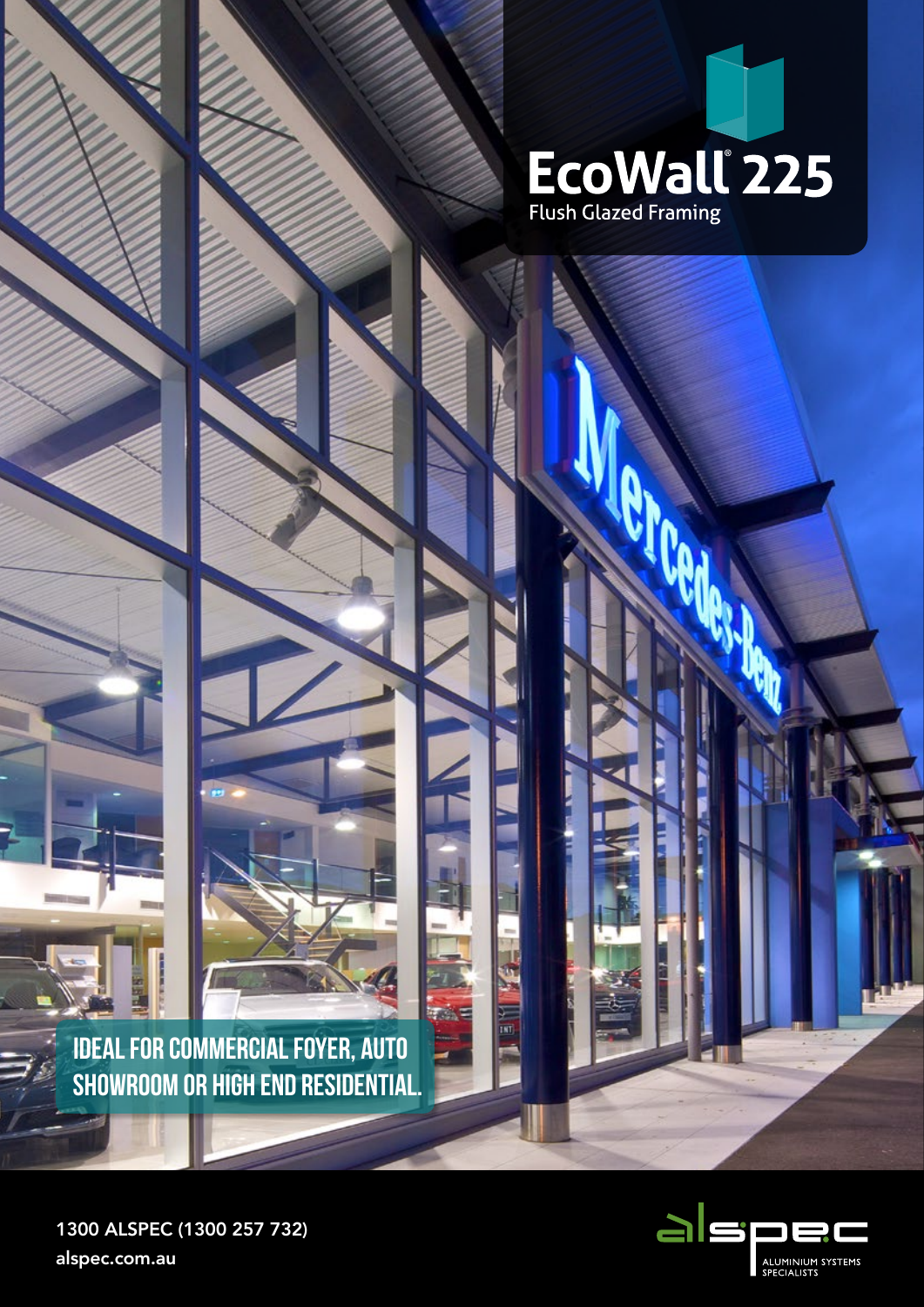# EcoWall® 225

Flush Glazed Framing

**IDEAL FOR COMMERCIAL FOYER, AUTO SHOWROOM OR HIGH END RESIDENTIAL.**

1300 ALSPEC (1300 257 732)

alspec.com.au

alspec

ALUMINIUM SYSTEMS SPECIALISTS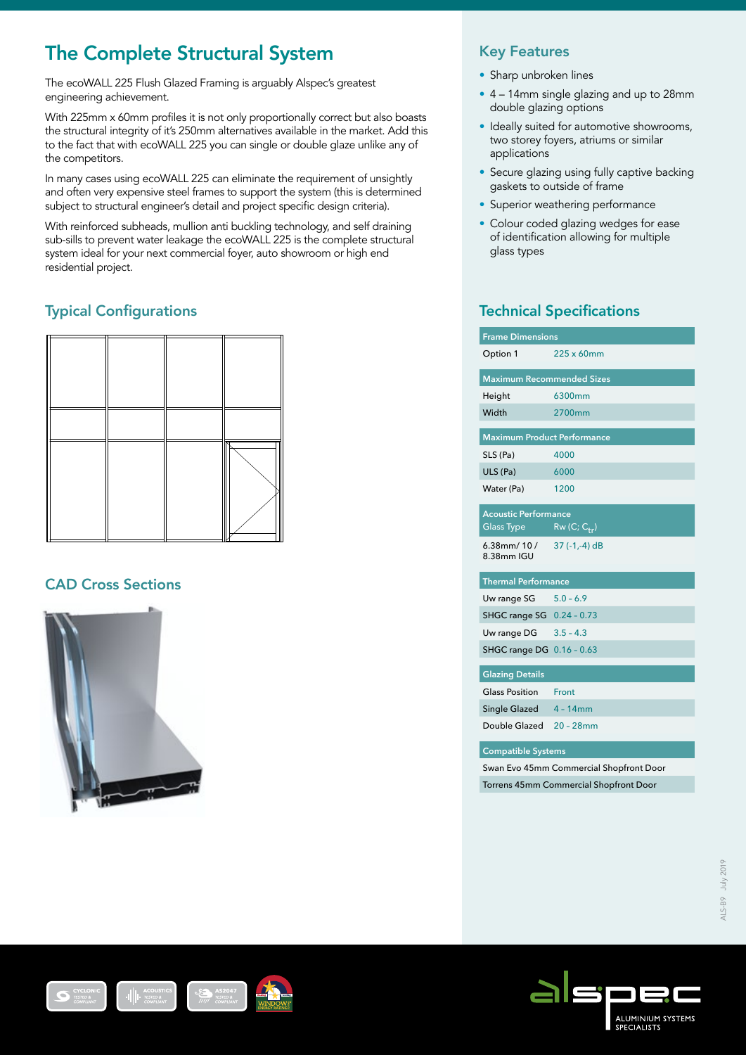# The Complete Structural System

The ecoWALL 225 Flush Glazed Framing is arguably Alspec's greatest engineering achievement.

With 225mm x 60mm profiles it is not only proportionally correct but also boasts the structural integrity of it's 250mm alternatives available in the market. Add this to the fact that with ecoWALL 225 you can single or double glaze unlike any of the competitors.

In many cases using ecoWALL 225 can eliminate the requirement of unsightly and often very expensive steel frames to support the system (this is determined subject to structural engineer's detail and project specific design criteria).

With reinforced subheads, mullion anti buckling technology, and self draining sub-sills to prevent water leakage the ecoWALL 225 is the complete structural system ideal for your next commercial foyer, auto showroom or high end residential project.

## Typical Configurations

## CAD Cross Sections

## Key Features

- Sharp unbroken lines
- 4 – 14mm single glazing and up to 28mm double glazing options
- Ideally suited for automotive showrooms, two storey foyers, atriums or similar applications
- Secure glazing using fully captive backing gaskets to outside of frame
- Superior weathering performance
- Colour coded glazing wedges for ease of identification allowing for multiple glass types

## Technical Specifications

| Frame Dimensions | |
|---|---|
| Option 1 | 225 x 60mm |

| Maximum Recommended Sizes | |
|---|---|
| Height | 6300mm |
| Width | 2700mm |

| Maximum Product Performance | |
|---|---|
| SLS (Pa) | 4000 |
| ULS (Pa) | 6000 |
| Water (Pa) | 1200 |

| Acoustic Performance Glass Type | $R_w$ ($C$; $C_{tr}$) |
|---|---|
| 6.38mm/ 10 / 8.38mm IGU | 37 (-1,-4) dB |

| Thermal Performance | |
|---|---|
| Uw range SG | 5.0 - 6.9 |
| SHGC range SG | 0.24 - 0.73 |
| Uw range DG | 3.5 - 4.3 |
| SHGC range DG | 0.16 - 0.63 |

| Glazing Details | |
|---|---|
| Glass Position | Front |
| Single Glazed | 4 - 14mm |
| Double Glazed | 20 - 28mm |

| Compatible Systems |
|---|
| Swan Evo 45mm Commercial Shopfront Door |
| Torrens 45mm Commercial Shopfront Door |

ALS-B9 July 2019

ALUMINIUM SYSTEMS SPECIALISTS